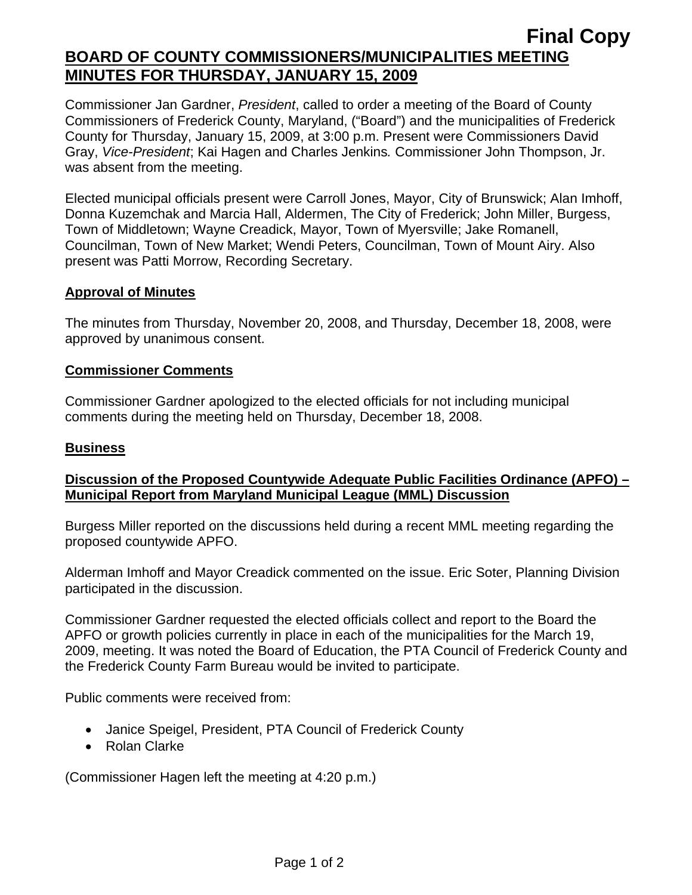**Final Copy**

# BOARD OF COUNTY COMMISSIONERS/MUNICIPALITIES MEETING MINUTES FOR THURSDAY, JANUARY 15, 2009

Commissioner Jan Gardner, *President*, called to order a meeting of the Board of County Commissioners of Frederick County, Maryland, ("Board") and the municipalities of Frederick County for Thursday, January 15, 2009, at 3:00 p.m. Present were Commissioners David Gray, *Vice-President*; Kai Hagen and Charles Jenkins*.* Commissioner John Thompson, Jr. was absent from the meeting.

Elected municipal officials present were Carroll Jones, Mayor, City of Brunswick; Alan Imhoff, Donna Kuzemchak and Marcia Hall, Aldermen, The City of Frederick; John Miller, Burgess, Town of Middletown; Wayne Creadick, Mayor, Town of Myersville; Jake Romanell, Councilman, Town of New Market; Wendi Peters, Councilman, Town of Mount Airy. Also present was Patti Morrow, Recording Secretary.

## Approval of Minutes

The minutes from Thursday, November 20, 2008, and Thursday, December 18, 2008, were approved by unanimous consent.

## Commissioner Comments

Commissioner Gardner apologized to the elected officials for not including municipal comments during the meeting held on Thursday, December 18, 2008.

## Business

### Discussion of the Proposed Countywide Adequate Public Facilities Ordinance (APFO) – Municipal Report from Maryland Municipal League (MML) Discussion

Burgess Miller reported on the discussions held during a recent MML meeting regarding the proposed countywide APFO.

Alderman Imhoff and Mayor Creadick commented on the issue. Eric Soter, Planning Division participated in the discussion.

Commissioner Gardner requested the elected officials collect and report to the Board the APFO or growth policies currently in place in each of the municipalities for the March 19, 2009, meeting. It was noted the Board of Education, the PTA Council of Frederick County and the Frederick County Farm Bureau would be invited to participate.

Public comments were received from:

- Janice Speigel, President, PTA Council of Frederick County
- Rolan Clarke

(Commissioner Hagen left the meeting at 4:20 p.m.)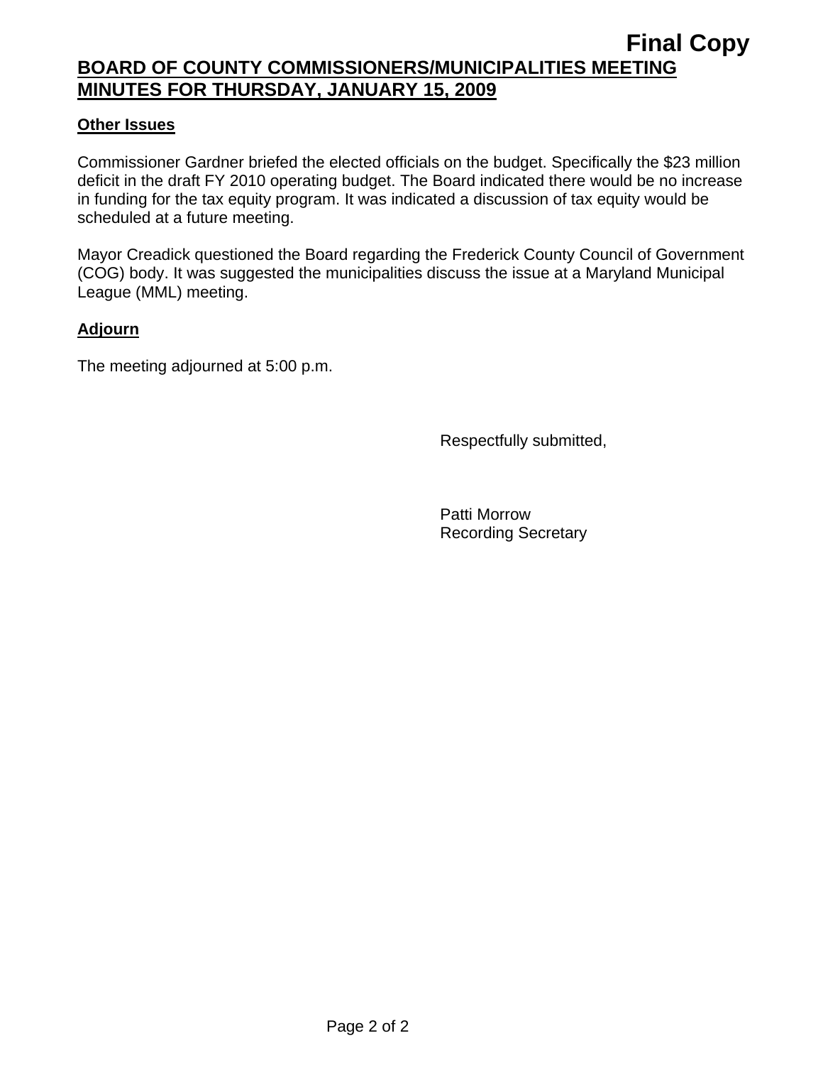**Final Copy**

**BOARD OF COUNTY COMMISSIONERS/MUNICIPALITIES MEETING MINUTES FOR THURSDAY, JANUARY 15, 2009**

**Other Issues**

Commissioner Gardner briefed the elected officials on the budget. Specifically the $23 million deficit in the draft FY 2010 operating budget. The Board indicated there would be no increase in funding for the tax equity program. It was indicated a discussion of tax equity would be scheduled at a future meeting.

Mayor Creadick questioned the Board regarding the Frederick County Council of Government (COG) body. It was suggested the municipalities discuss the issue at a Maryland Municipal League (MML) meeting.

**Adjourn**

The meeting adjourned at 5:00 p.m.

Respectfully submitted,

Patti Morrow
Recording Secretary